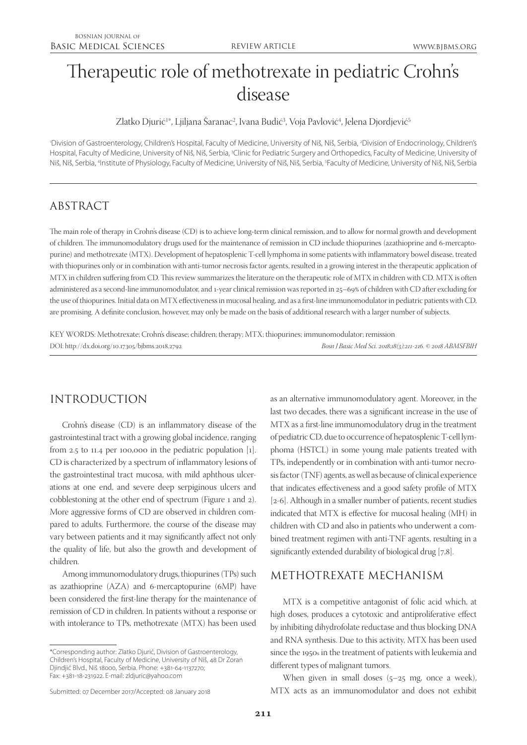# Therapeutic role of methotrexate in pediatric Crohn's disease

Zlatko Djurić[1*], Ljiljana Šaranac[2], Ivana Budić[3], Voja Pavlović[4], Jelena Djordjević[5]

[1]Division of Gastroenterology, Children's Hospital, Faculty of Medicine, University of Niš, Niš, Serbia, [2]Division of Endocrinology, Children's Hospital, Faculty of Medicine, University of Niš, Niš, Serbia, [3]Clinic for Pediatric Surgery and Orthopedics, Faculty of Medicine, University of Niš, Niš, Serbia, [4]Institute of Physiology, Faculty of Medicine, University of Niš, Niš, Serbia, [5]Faculty of Medicine, University of Niš, Niš, Serbia

## ABSTRACT

The main role of therapy in Crohn's disease (CD) is to achieve long-term clinical remission, and to allow for normal growth and development of children. The immunomodulatory drugs used for the maintenance of remission in CD include thiopurines (azathioprine and 6-mercaptopurine) and methotrexate (MTX). Development of hepatosplenic T-cell lymphoma in some patients with inflammatory bowel disease, treated with thiopurines only or in combination with anti-tumor necrosis factor agents, resulted in a growing interest in the therapeutic application of MTX in children suffering from CD. This review summarizes the literature on the therapeutic role of MTX in children with CD. MTX is often administered as a second-line immunomodulator, and 1-year clinical remission was reported in 25–69% of children with CD after excluding for the use of thiopurines. Initial data on MTX effectiveness in mucosal healing, and as a first-line immunomodulator in pediatric patients with CD, are promising. A definite conclusion, however, may only be made on the basis of additional research with a larger number of subjects.

KEY WORDS: Methotrexate; Crohn's disease; children; therapy; MTX; thiopurines; immunomodulator; remission

DOI: http://dx.doi.org/10.17305/bjbms.2018.2792

*Bosn J Basic Med Sci. 2018;18(3):211-216. © 2018 ABMSFBIH*

## INTRODUCTION

Crohn's disease (CD) is an inflammatory disease of the gastrointestinal tract with a growing global incidence, ranging from 2.5 to 11.4 per 100,000 in the pediatric population [1]. CD is characterized by a spectrum of inflammatory lesions of the gastrointestinal tract mucosa, with mild aphthous ulcerations at one end, and severe deep serpiginous ulcers and cobblestoning at the other end of spectrum (Figure 1 and 2). More aggressive forms of CD are observed in children compared to adults. Furthermore, the course of the disease may vary between patients and it may significantly affect not only the quality of life, but also the growth and development of children.

Among immunomodulatory drugs, thiopurines (TPs) such as azathioprine (AZA) and 6-mercaptopurine (6MP) have been considered the first-line therapy for the maintenance of remission of CD in children. In patients without a response or with intolerance to TPs, methotrexate (MTX) has been used as an alternative immunomodulatory agent. Moreover, in the last two decades, there was a significant increase in the use of MTX as a first-line immunomodulatory drug in the treatment of pediatric CD, due to occurrence of hepatosplenic T-cell lymphoma (HSTCL) in some young male patients treated with TPs, independently or in combination with anti-tumor necrosis factor (TNF) agents, as well as because of clinical experience that indicates effectiveness and a good safety profile of MTX [2-6]. Although in a smaller number of patients, recent studies indicated that MTX is effective for mucosal healing (MH) in children with CD and also in patients who underwent a combined treatment regimen with anti-TNF agents, resulting in a significantly extended durability of biological drug [7,8].

## METHOTREXATE MECHANISM

MTX is a competitive antagonist of folic acid which, at high doses, produces a cytotoxic and antiproliferative effect by inhibiting dihydrofolate reductase and thus blocking DNA and RNA synthesis. Due to this activity, MTX has been used since the 1950s in the treatment of patients with leukemia and different types of malignant tumors.

When given in small doses (5–25 mg, once a week), MTX acts as an immunomodulator and does not exhibit

\*Corresponding author: Zlatko Djurić, Division of Gastroenterology, Children's Hospital, Faculty of Medicine, University of Niš, 48 Dr Zoran Djindjić Blvd., Niš 18000, Serbia. Phone: +381-64-1137270; Fax: +381-18-231922. E-mail: zldjuric@yahoo.com

Submitted: 07 December 2017/Accepted: 08 January 2018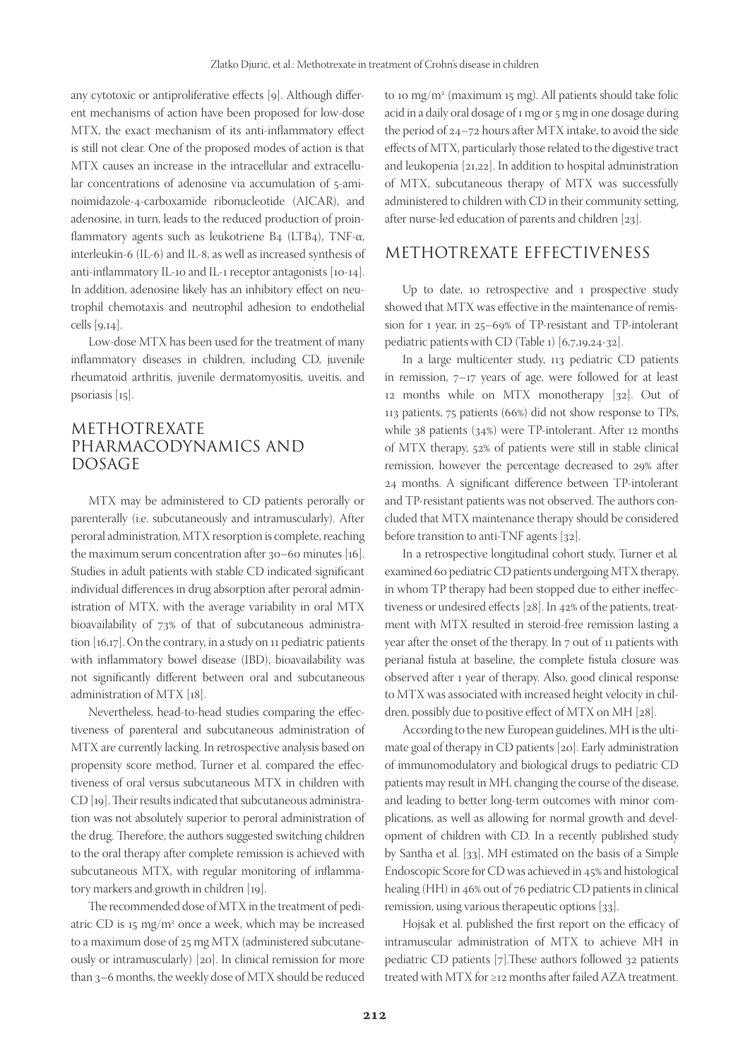any cytotoxic or antiproliferative effects [9]. Although different mechanisms of action have been proposed for low-dose MTX, the exact mechanism of its anti-inflammatory effect is still not clear. One of the proposed modes of action is that MTX causes an increase in the intracellular and extracellular concentrations of adenosine via accumulation of 5-aminoimidazole-4-carboxamide ribonucleotide (AICAR), and adenosine, in turn, leads to the reduced production of proinflammatory agents such as leukotriene B4 (LTB4), TNF-α, interleukin-6 (IL-6) and IL-8, as well as increased synthesis of anti-inflammatory IL-10 and IL-1 receptor antagonists [10-14]. In addition, adenosine likely has an inhibitory effect on neutrophil chemotaxis and neutrophil adhesion to endothelial cells [9,14].

Low-dose MTX has been used for the treatment of many inflammatory diseases in children, including CD, juvenile rheumatoid arthritis, juvenile dermatomyositis, uveitis, and psoriasis [15].

## METHOTREXATE PHARMACODYNAMICS AND DOSAGE

MTX may be administered to CD patients perorally or parenterally (i.e. subcutaneously and intramuscularly). After peroral administration, MTX resorption is complete, reaching the maximum serum concentration after 30–60 minutes [16]. Studies in adult patients with stable CD indicated significant individual differences in drug absorption after peroral administration of MTX, with the average variability in oral MTX bioavailability of 73% of that of subcutaneous administration [16,17]. On the contrary, in a study on 11 pediatric patients with inflammatory bowel disease (IBD), bioavailability was not significantly different between oral and subcutaneous administration of MTX [18].

Nevertheless, head-to-head studies comparing the effectiveness of parenteral and subcutaneous administration of MTX are currently lacking. In retrospective analysis based on propensity score method, Turner et al. compared the effectiveness of oral versus subcutaneous MTX in children with CD [19]. Their results indicated that subcutaneous administration was not absolutely superior to peroral administration of the drug. Therefore, the authors suggested switching children to the oral therapy after complete remission is achieved with subcutaneous MTX, with regular monitoring of inflammatory markers and growth in children [19].

The recommended dose of MTX in the treatment of pediatric CD is 15 mg/m² once a week, which may be increased to a maximum dose of 25 mg MTX (administered subcutaneously or intramuscularly) [20]. In clinical remission for more than 3–6 months, the weekly dose of MTX should be reduced to 10 mg/m² (maximum 15 mg). All patients should take folic acid in a daily oral dosage of 1 mg or 5 mg in one dosage during the period of 24–72 hours after MTX intake, to avoid the side effects of MTX, particularly those related to the digestive tract and leukopenia [21,22]. In addition to hospital administration of MTX, subcutaneous therapy of MTX was successfully administered to children with CD in their community setting, after nurse-led education of parents and children [23].

## METHOTREXATE EFFECTIVENESS

Up to date, 10 retrospective and 1 prospective study showed that MTX was effective in the maintenance of remission for 1 year, in 25–69% of TP-resistant and TP-intolerant pediatric patients with CD (Table 1) [6,7,19,24-32].

In a large multicenter study, 113 pediatric CD patients in remission, 7–17 years of age, were followed for at least 12 months while on MTX monotherapy [32]. Out of 113 patients, 75 patients (66%) did not show response to TPs, while 38 patients (34%) were TP-intolerant. After 12 months of MTX therapy, 52% of patients were still in stable clinical remission, however the percentage decreased to 29% after 24 months. A significant difference between TP-intolerant and TP-resistant patients was not observed. The authors concluded that MTX maintenance therapy should be considered before transition to anti-TNF agents [32].

In a retrospective longitudinal cohort study, Turner et al. examined 60 pediatric CD patients undergoing MTX therapy, in whom TP therapy had been stopped due to either ineffectiveness or undesired effects [28]. In 42% of the patients, treatment with MTX resulted in steroid-free remission lasting a year after the onset of the therapy. In 7 out of 11 patients with perianal fistula at baseline, the complete fistula closure was observed after 1 year of therapy. Also, good clinical response to MTX was associated with increased height velocity in children, possibly due to positive effect of MTX on MH [28].

According to the new European guidelines, MH is the ultimate goal of therapy in CD patients [20]. Early administration of immunomodulatory and biological drugs to pediatric CD patients may result in MH, changing the course of the disease, and leading to better long-term outcomes with minor complications, as well as allowing for normal growth and development of children with CD. In a recently published study by Santha et al. [33], MH estimated on the basis of a Simple Endoscopic Score for CD was achieved in 45% and histological healing (HH) in 46% out of 76 pediatric CD patients in clinical remission, using various therapeutic options [33].

Hojsak et al. published the first report on the efficacy of intramuscular administration of MTX to achieve MH in pediatric CD patients [7].These authors followed 32 patients treated with MTX for ≥12 months after failed AZA treatment.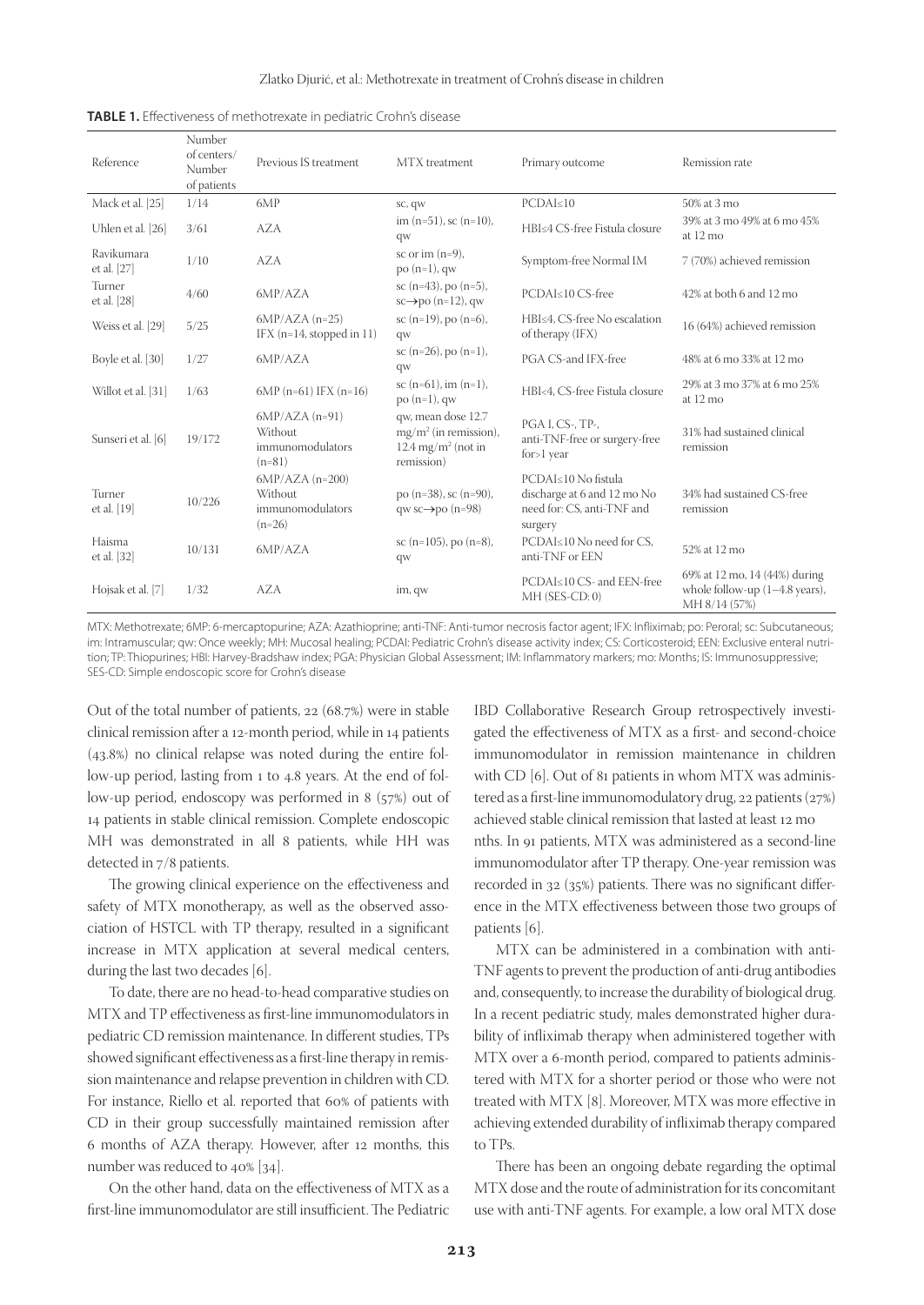**TABLE 1.** Effectiveness of methotrexate in pediatric Crohn's disease

| Reference | Number of centers/ Number of patients | Previous IS treatment | MTX treatment | Primary outcome | Remission rate |
|---|---|---|---|---|---|
| Mack et al. [25] | 1/14 | 6MP | sc, qw | PCDAI≤10 | 50% at 3 mo |
| Uhlen et al. [26] | 3/61 | AZA | im (n=51), sc (n=10), qw | HBI≤4 CS-free Fistula closure | 39% at 3 mo 49% at 6 mo 45% at 12 mo |
| Ravikumara et al. [27] | 1/10 | AZA | sc or im (n=9), po (n=1), qw | Symptom-free Normal IM | 7 (70%) achieved remission |
| Turner et al. [28] | 4/60 | 6MP/AZA | sc (n=43), po (n=5), sc→po (n=12), qw | PCDAI≤10 CS-free | 42% at both 6 and 12 mo |
| Weiss et al. [29] | 5/25 | 6MP/AZA (n=25) IFX (n=14, stopped in 11) | sc (n=19), po (n=6), qw | HBI≤4, CS-free No escalation of therapy (IFX) | 16 (64%) achieved remission |
| Boyle et al. [30] | 1/27 | 6MP/AZA | sc (n=26), po (n=1), qw | PGA CS-and IFX-free | 48% at 6 mo 33% at 12 mo |
| Willot et al. [31] | 1/63 | 6MP (n=61) IFX (n=16) | sc (n=61), im (n=1), po (n=1), qw | HBI<4, CS-free Fistula closure | 29% at 3 mo 37% at 6 mo 25% at 12 mo |
| Sunseri et al. [6] | 19/172 | 6MP/AZA (n=91) Without immunomodulators (n=81) | qw, mean dose 12.7 $mg/m^2$ (in remission), 12.4 $mg/m^2$ (not in remission) | PGA I, CS-, TP-, anti-TNF-free or surgery-free for>1 year | 31% had sustained clinical remission |
| Turner et al. [19] | 10/226 | 6MP/AZA (n=200) Without immunomodulators (n=26) | po (n=38), sc (n=90), qw sc→po (n=98) | PCDAI≤10 No fistula discharge at 6 and 12 mo No need for: CS, anti-TNF and surgery | 34% had sustained CS-free remission |
| Haisma et al. [32] | 10/131 | 6MP/AZA | sc (n=105), po (n=8), qw | PCDAI≤10 No need for CS, anti-TNF or EEN | 52% at 12 mo |
| Hojsak et al. [7] | 1/32 | AZA | im, qw | PCDAI≤10 CS- and EEN-free MH (SES-CD: 0) | 69% at 12 mo, 14 (44%) during whole follow-up (1–4.8 years), MH 8/14 (57%) |

MTX: Methotrexate; 6MP: 6-mercaptopurine; AZA: Azathioprine; anti-TNF: Anti-tumor necrosis factor agent; IFX: Infliximab; po: Peroral; sc: Subcutaneous; im: Intramuscular; qw: Once weekly; MH: Mucosal healing; PCDAI: Pediatric Crohn's disease activity index; CS: Corticosteroid; EEN: Exclusive enteral nutrition; TP: Thiopurines; HBI: Harvey-Bradshaw index; PGA: Physician Global Assessment; IM: Inflammatory markers; mo: Months; IS: Immunosuppressive; SES-CD: Simple endoscopic score for Crohn's disease

Out of the total number of patients, 22 (68.7%) were in stable clinical remission after a 12-month period, while in 14 patients (43.8%) no clinical relapse was noted during the entire follow-up period, lasting from 1 to 4.8 years. At the end of follow-up period, endoscopy was performed in 8 (57%) out of 14 patients in stable clinical remission. Complete endoscopic MH was demonstrated in all 8 patients, while HH was detected in 7/8 patients.

The growing clinical experience on the effectiveness and safety of MTX monotherapy, as well as the observed association of HSTCL with TP therapy, resulted in a significant increase in MTX application at several medical centers, during the last two decades [6].

To date, there are no head-to-head comparative studies on MTX and TP effectiveness as first-line immunomodulators in pediatric CD remission maintenance. In different studies, TPs showed significant effectiveness as a first-line therapy in remission maintenance and relapse prevention in children with CD. For instance, Riello et al. reported that 60% of patients with CD in their group successfully maintained remission after 6 months of AZA therapy. However, after 12 months, this number was reduced to 40% [34].

On the other hand, data on the effectiveness of MTX as a first-line immunomodulator are still insufficient. The Pediatric IBD Collaborative Research Group retrospectively investigated the effectiveness of MTX as a first- and second-choice immunomodulator in remission maintenance in children with CD [6]. Out of 81 patients in whom MTX was administered as a first-line immunomodulatory drug, 22 patients (27%) achieved stable clinical remission that lasted at least 12 months. In 91 patients, MTX was administered as a second-line immunomodulator after TP therapy. One-year remission was recorded in 32 (35%) patients. There was no significant difference in the MTX effectiveness between those two groups of patients [6].

MTX can be administered in a combination with anti-TNF agents to prevent the production of anti-drug antibodies and, consequently, to increase the durability of biological drug. In a recent pediatric study, males demonstrated higher durability of infliximab therapy when administered together with MTX over a 6-month period, compared to patients administered with MTX for a shorter period or those who were not treated with MTX [8]. Moreover, MTX was more effective in achieving extended durability of infliximab therapy compared to TPs.

There has been an ongoing debate regarding the optimal MTX dose and the route of administration for its concomitant use with anti-TNF agents. For example, a low oral MTX dose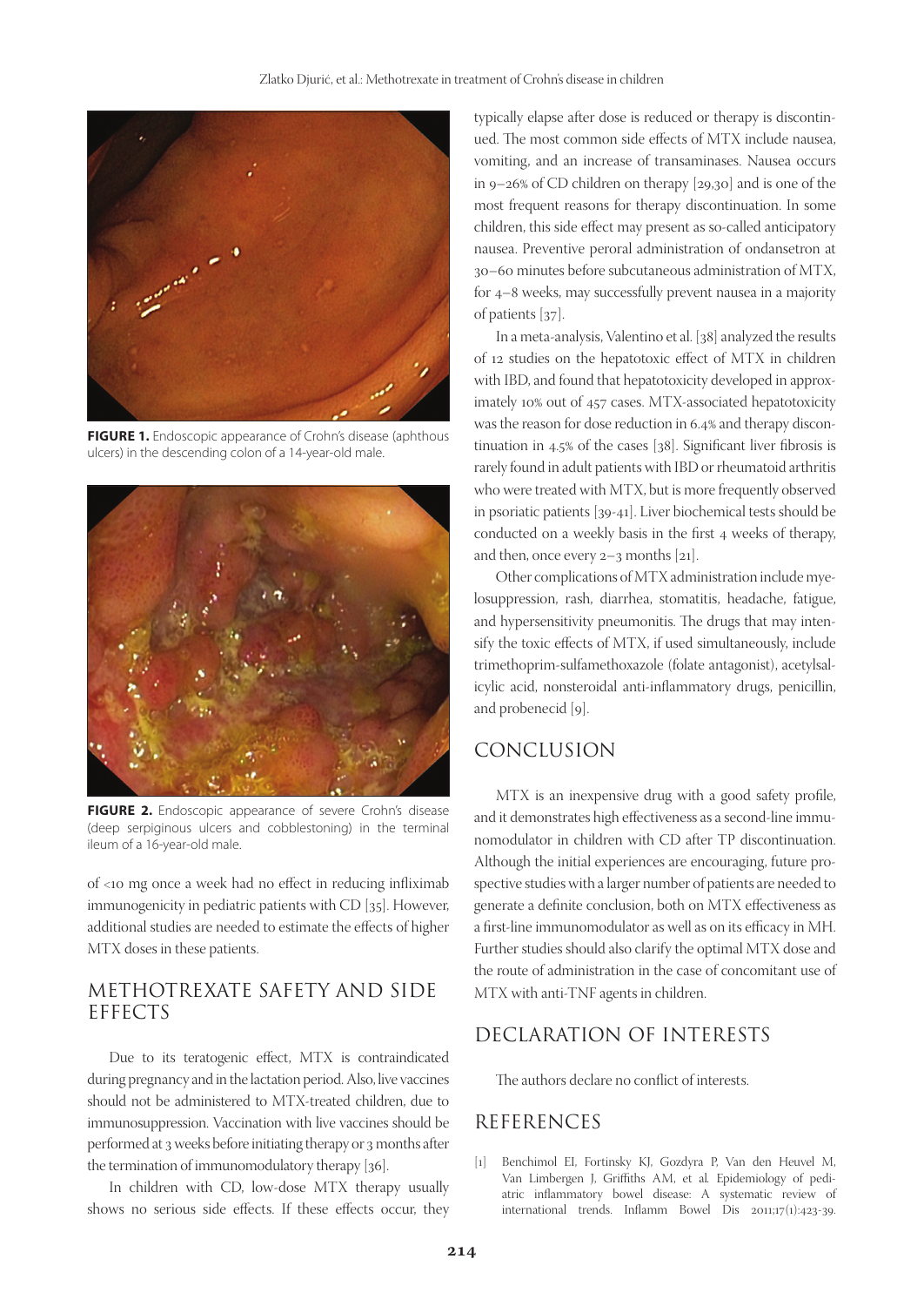**FIGURE 1.** Endoscopic appearance of Crohn's disease (aphthous ulcers) in the descending colon of a 14-year-old male.

**FIGURE 2.** Endoscopic appearance of severe Crohn's disease (deep serpiginous ulcers and cobblestoning) in the terminal ileum of a 16-year-old male.

of <10 mg once a week had no effect in reducing infliximab immunogenicity in pediatric patients with CD [35]. However, additional studies are needed to estimate the effects of higher MTX doses in these patients.

## METHOTREXATE SAFETY AND SIDE EFFECTS

Due to its teratogenic effect, MTX is contraindicated during pregnancy and in the lactation period. Also, live vaccines should not be administered to MTX-treated children, due to immunosuppression. Vaccination with live vaccines should be performed at 3 weeks before initiating therapy or 3 months after the termination of immunomodulatory therapy [36].

In children with CD, low-dose MTX therapy usually shows no serious side effects. If these effects occur, they typically elapse after dose is reduced or therapy is discontinued. The most common side effects of MTX include nausea, vomiting, and an increase of transaminases. Nausea occurs in 9–26% of CD children on therapy [29,30] and is one of the most frequent reasons for therapy discontinuation. In some children, this side effect may present as so-called anticipatory nausea. Preventive peroral administration of ondansetron at 30–60 minutes before subcutaneous administration of MTX, for 4–8 weeks, may successfully prevent nausea in a majority of patients [37].

In a meta-analysis, Valentino et al. [38] analyzed the results of 12 studies on the hepatotoxic effect of MTX in children with IBD, and found that hepatotoxicity developed in approximately 10% out of 457 cases. MTX-associated hepatotoxicity was the reason for dose reduction in 6.4% and therapy discontinuation in 4.5% of the cases [38]. Significant liver fibrosis is rarely found in adult patients with IBD or rheumatoid arthritis who were treated with MTX, but is more frequently observed in psoriatic patients [39-41]. Liver biochemical tests should be conducted on a weekly basis in the first 4 weeks of therapy, and then, once every 2–3 months [21].

Other complications of MTX administration include myelosuppression, rash, diarrhea, stomatitis, headache, fatigue, and hypersensitivity pneumonitis. The drugs that may intensify the toxic effects of MTX, if used simultaneously, include trimethoprim-sulfamethoxazole (folate antagonist), acetylsalicylic acid, nonsteroidal anti-inflammatory drugs, penicillin, and probenecid [9].

## CONCLUSION

MTX is an inexpensive drug with a good safety profile, and it demonstrates high effectiveness as a second-line immunomodulator in children with CD after TP discontinuation. Although the initial experiences are encouraging, future prospective studies with a larger number of patients are needed to generate a definite conclusion, both on MTX effectiveness as a first-line immunomodulator as well as on its efficacy in MH. Further studies should also clarify the optimal MTX dose and the route of administration in the case of concomitant use of MTX with anti-TNF agents in children.

## DECLARATION OF INTERESTS

The authors declare no conflict of interests.

## REFERENCES

[1] Benchimol EI, Fortinsky KJ, Gozdyra P, Van den Heuvel M, Van Limbergen J, Griffiths AM, et al. Epidemiology of pediatric inflammatory bowel disease: A systematic review of international trends. Inflamm Bowel Dis 2011;17(1):423-39.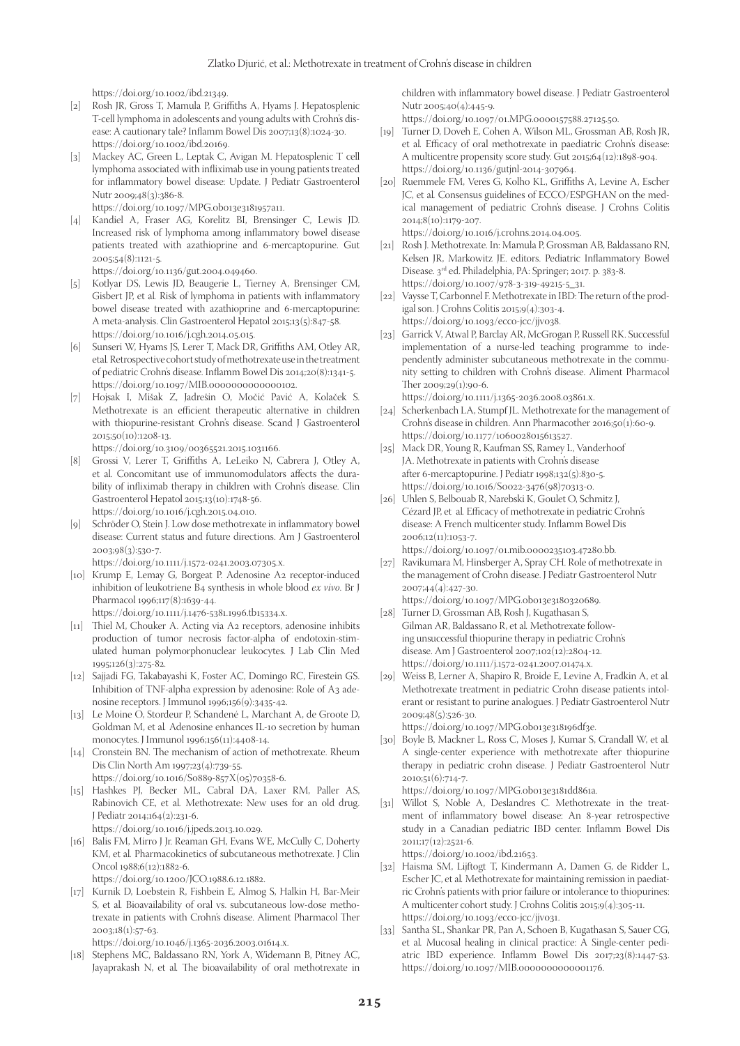https://doi.org/10.1002/ibd.21349.

[2] Rosh JR, Gross T, Mamula P, Griffiths A, Hyams J. Hepatosplenic T-cell lymphoma in adolescents and young adults with Crohn's disease: A cautionary tale? Inflamm Bowel Dis 2007;13(8):1024-30. https://doi.org/10.1002/ibd.20169.

[3] Mackey AC, Green L, Leptak C, Avigan M. Hepatosplenic T cell lymphoma associated with infliximab use in young patients treated for inflammatory bowel disease: Update. J Pediatr Gastroenterol Nutr 2009;48(3):386-8. https://doi.org/10.1097/MPG.0b013e3181957a11.

[4] Kandiel A, Fraser AG, Korelitz BI, Brensinger C, Lewis JD. Increased risk of lymphoma among inflammatory bowel disease patients treated with azathioprine and 6-mercaptopurine. Gut 2005;54(8):1121-5. https://doi.org/10.1136/gut.2004.049460.

[5] Kotlyar DS, Lewis JD, Beaugerie L, Tierney A, Brensinger CM, Gisbert JP, et al. Risk of lymphoma in patients with inflammatory bowel disease treated with azathioprine and 6-mercaptopurine: A meta-analysis. Clin Gastroenterol Hepatol 2015;13(5):847-58. https://doi.org/10.1016/j.cgh.2014.05.015.

[6] Sunseri W, Hyams JS, Lerer T, Mack DR, Griffiths AM, Otley AR, et al. Retrospective cohort study of methotrexate use in the treatment of pediatric Crohn's disease. Inflamm Bowel Dis 2014;20(8):1341-5. https://doi.org/10.1097/MIB.0000000000000102.

[7] Hojsak I, Mišak Z, Jadrešin O, Močić Pavić A, Kolaček S. Methotrexate is an efficient therapeutic alternative in children with thiopurine-resistant Crohn's disease. Scand J Gastroenterol 2015;50(10):1208-13. https://doi.org/10.3109/00365521.2015.1031166.

[8] Grossi V, Lerer T, Griffiths A, LeLeiko N, Cabrera J, Otley A, et al. Concomitant use of immunomodulators affects the durability of infliximab therapy in children with Crohn's disease. Clin Gastroenterol Hepatol 2015;13(10):1748-56. https://doi.org/10.1016/j.cgh.2015.04.010.

[9] Schröder O, Stein J. Low dose methotrexate in inflammatory bowel disease: Current status and future directions. Am J Gastroenterol 2003;98(3):530-7. https://doi.org/10.1111/j.1572-0241.2003.07305.x.

[10] Krump E, Lemay G, Borgeat P. Adenosine A2 receptor-induced inhibition of leukotriene B4 synthesis in whole blood *ex vivo*. Br J Pharmacol 1996;117(8):1639-44. https://doi.org/10.1111/j.1476-5381.1996.tb15334.x.

[11] Thiel M, Chouker A. Acting via A2 receptors, adenosine inhibits production of tumor necrosis factor-alpha of endotoxin-stimulated human polymorphonuclear leukocytes. J Lab Clin Med 1995;126(3):275-82.

[12] Sajjadi FG, Takabayashi K, Foster AC, Domingo RC, Firestein GS. Inhibition of TNF-alpha expression by adenosine: Role of A3 adenosine receptors. J Immunol 1996;156(9):3435-42.

[13] Le Moine O, Stordeur P, Schandené L, Marchant A, de Groote D, Goldman M, et al. Adenosine enhances IL-10 secretion by human monocytes. J Immunol 1996;156(11):4408-14.

[14] Cronstein BN. The mechanism of action of methotrexate. Rheum Dis Clin North Am 1997;23(4):739-55. https://doi.org/10.1016/S0889-857X(05)70358-6.

[15] Hashkes PJ, Becker ML, Cabral DA, Laxer RM, Paller AS, Rabinovich CE, et al. Methotrexate: New uses for an old drug. J Pediatr 2014;164(2):231-6. https://doi.org/10.1016/j.jpeds.2013.10.029.

[16] Balis FM, Mirro J Jr. Reaman GH, Evans WE, McCully C, Doherty KM, et al. Pharmacokinetics of subcutaneous methotrexate. J Clin Oncol 1988;6(12):1882-6. https://doi.org/10.1200/JCO.1988.6.12.1882.

[17] Kurnik D, Loebstein R, Fishbein E, Almog S, Halkin H, Bar-Meir S, et al. Bioavailability of oral vs. subcutaneous low-dose methotrexate in patients with Crohn's disease. Aliment Pharmacol Ther 2003;18(1):57-63. https://doi.org/10.1046/j.1365-2036.2003.01614.x.

[18] Stephens MC, Baldassano RN, York A, Widemann B, Pitney AC, Jayaprakash N, et al. The bioavailability of oral methotrexate in children with inflammatory bowel disease. J Pediatr Gastroenterol Nutr 2005;40(4):445-9. https://doi.org/10.1097/01.MPG.0000157588.27125.50.

[19] Turner D, Doveh E, Cohen A, Wilson ML, Grossman AB, Rosh JR, et al. Efficacy of oral methotrexate in paediatric Crohn's disease: A multicentre propensity score study. Gut 2015;64(12):1898-904. https://doi.org/10.1136/gutjnl-2014-307964.

[20] Ruemmele FM, Veres G, Kolho KL, Griffiths A, Levine A, Escher JC, et al. Consensus guidelines of ECCO/ESPGHAN on the medical management of pediatric Crohn's disease. J Crohns Colitis 2014;8(10):1179-207. https://doi.org/10.1016/j.crohns.2014.04.005.

[21] Rosh J. Methotrexate. In: Mamula P, Grossman AB, Baldassano RN, Kelsen JR, Markowitz JE. editors. Pediatric Inflammatory Bowel Disease. 3rd ed. Philadelphia, PA: Springer; 2017. p. 383-8. https://doi.org/10.1007/978-3-319-49215-5_31.

[22] Vaysse T, Carbonnel F. Methotrexate in IBD: The return of the prodigal son. J Crohns Colitis 2015;9(4):303-4. https://doi.org/10.1093/ecco-jcc/jjv038.

[23] Garrick V, Atwal P, Barclay AR, McGrogan P, Russell RK. Successful implementation of a nurse-led teaching programme to independently administer subcutaneous methotrexate in the community setting to children with Crohn's disease. Aliment Pharmacol Ther 2009;29(1):90-6. https://doi.org/10.1111/j.1365-2036.2008.03861.x.

[24] Scherkenbach LA, Stumpf JL. Methotrexate for the management of Crohn's disease in children. Ann Pharmacother 2016;50(1):60-9. https://doi.org/10.1177/1060028015613527.

[25] Mack DR, Young R, Kaufman SS, Ramey L, Vanderhoof JA. Methotrexate in patients with Crohn's disease after 6-mercaptopurine. J Pediatr 1998;132(5):830-5. https://doi.org/10.1016/S0022-3476(98)70313-0.

[26] Uhlen S, Belbouab R, Narebski K, Goulet O, Schmitz J, Cézard JP, et al. Efficacy of methotrexate in pediatric Crohn's disease: A French multicenter study. Inflamm Bowel Dis 2006;12(11):1053-7. https://doi.org/10.1097/01.mib.0000235103.47280.bb.

[27] Ravikumara M, Hinsberger A, Spray CH. Role of methotrexate in the management of Crohn disease. J Pediatr Gastroenterol Nutr 2007;44(4):427-30. https://doi.org/10.1097/MPG.0b013e3180320689.

[28] Turner D, Grossman AB, Rosh J, Kugathasan S, Gilman AR, Baldassano R, et al. Methotrexate following unsuccessful thiopurine therapy in pediatric Crohn's disease. Am J Gastroenterol 2007;102(12):2804-12. https://doi.org/10.1111/j.1572-0241.2007.01474.x.

[29] Weiss B, Lerner A, Shapiro R, Broide E, Levine A, Fradkin A, et al. Methotrexate treatment in pediatric Crohn disease patients intolerant or resistant to purine analogues. J Pediatr Gastroenterol Nutr 2009;48(5):526-30. https://doi.org/10.1097/MPG.0b013e318196df3e.

[30] Boyle B, Mackner L, Ross C, Moses J, Kumar S, Crandall W, et al. A single-center experience with methotrexate after thiopurine therapy in pediatric crohn disease. J Pediatr Gastroenterol Nutr 2010;51(6):714-7. https://doi.org/10.1097/MPG.0b013e3181dd861a.

[31] Willot S, Noble A, Deslandres C. Methotrexate in the treatment of inflammatory bowel disease: An 8-year retrospective study in a Canadian pediatric IBD center. Inflamm Bowel Dis 2011;17(12):2521-6. https://doi.org/10.1002/ibd.21653.

[32] Haisma SM, Lijftogt T, Kindermann A, Damen G, de Ridder L, Escher JC, et al. Methotrexate for maintaining remission in paediatric Crohn's patients with prior failure or intolerance to thiopurines: A multicenter cohort study. J Crohns Colitis 2015;9(4):305-11. https://doi.org/10.1093/ecco-jcc/jjv031.

[33] Santha SL, Shankar PR, Pan A, Schoen B, Kugathasan S, Sauer CG, et al. Mucosal healing in clinical practice: A single-center pediatric IBD experience. Inflamm Bowel Dis 2017;23(8):1447-53. https://doi.org/10.1097/MIB.0000000000001176.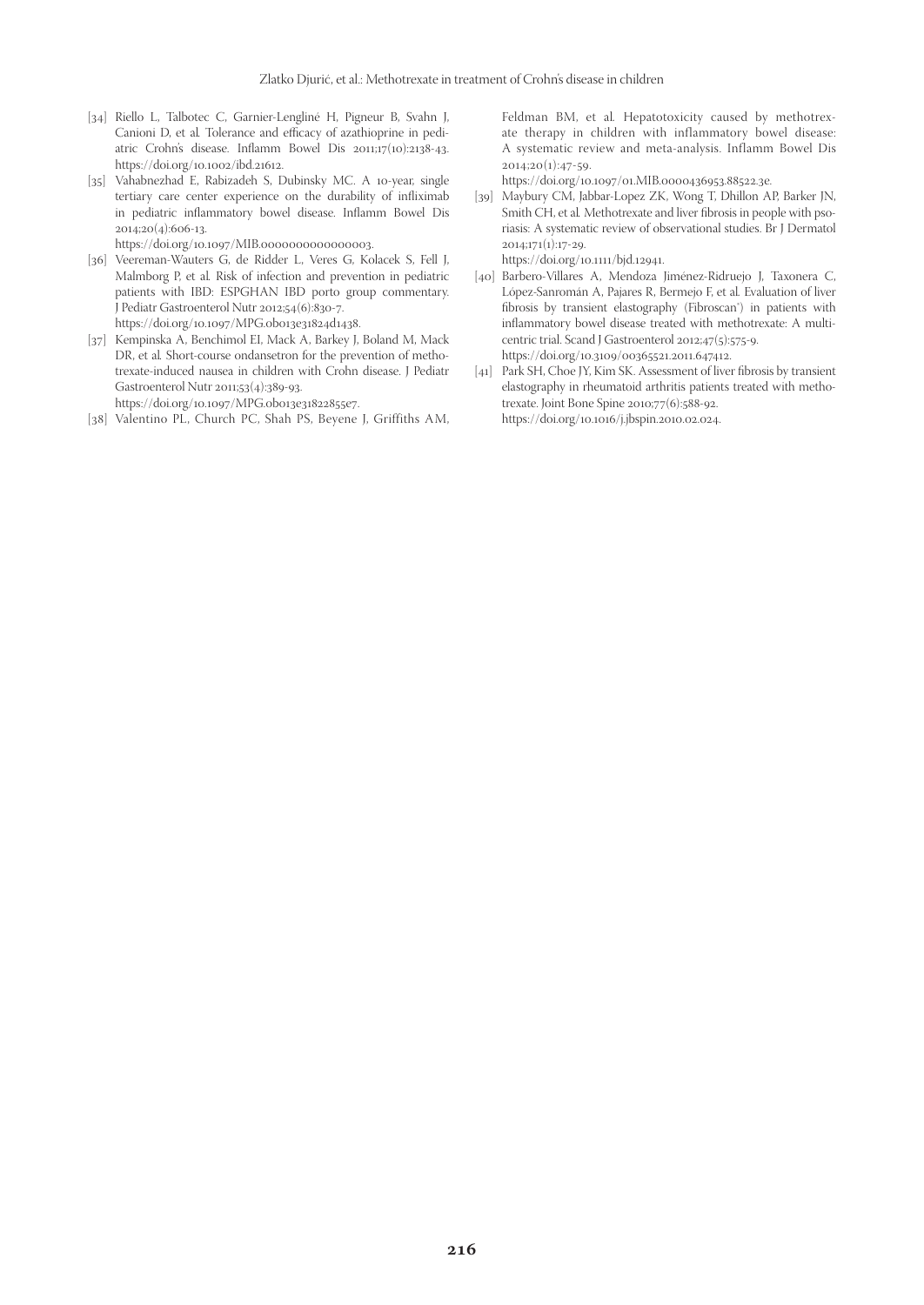[34] Riello L, Talbotec C, Garnier-Lengliné H, Pigneur B, Svahn J, Canioni D, et al. Tolerance and efficacy of azathioprine in pediatric Crohn's disease. Inflamm Bowel Dis 2011;17(10):2138-43. https://doi.org/10.1002/ibd.21612.

[35] Vahabnezhad E, Rabizadeh S, Dubinsky MC. A 10-year, single tertiary care center experience on the durability of infliximab in pediatric inflammatory bowel disease. Inflamm Bowel Dis 2014;20(4):606-13. https://doi.org/10.1097/MIB.0000000000000003.

[36] Veereman-Wauters G, de Ridder L, Veres G, Kolacek S, Fell J, Malmborg P, et al. Risk of infection and prevention in pediatric patients with IBD: ESPGHAN IBD porto group commentary. J Pediatr Gastroenterol Nutr 2012;54(6):830-7. https://doi.org/10.1097/MPG.0b013e31824d1438.

[37] Kempinska A, Benchimol EI, Mack A, Barkey J, Boland M, Mack DR, et al. Short-course ondansetron for the prevention of methotrexate-induced nausea in children with Crohn disease. J Pediatr Gastroenterol Nutr 2011;53(4):389-93. https://doi.org/10.1097/MPG.0b013e31822855e7.

[38] Valentino PL, Church PC, Shah PS, Beyene J, Griffiths AM, Feldman BM, et al. Hepatotoxicity caused by methotrexate therapy in children with inflammatory bowel disease: A systematic review and meta-analysis. Inflamm Bowel Dis 2014;20(1):47-59. https://doi.org/10.1097/01.MIB.0000436953.88522.3e.

[39] Maybury CM, Jabbar-Lopez ZK, Wong T, Dhillon AP, Barker JN, Smith CH, et al. Methotrexate and liver fibrosis in people with psoriasis: A systematic review of observational studies. Br J Dermatol 2014;171(1):17-29. https://doi.org/10.1111/bjd.12941.

[40] Barbero-Villares A, Mendoza Jiménez-Ridruejo J, Taxonera C, López-Sanromán A, Pajares R, Bermejo F, et al. Evaluation of liver fibrosis by transient elastography (Fibroscan®) in patients with inflammatory bowel disease treated with methotrexate: A multicentric trial. Scand J Gastroenterol 2012;47(5):575-9. https://doi.org/10.3109/00365521.2011.647412.

[41] Park SH, Choe JY, Kim SK. Assessment of liver fibrosis by transient elastography in rheumatoid arthritis patients treated with methotrexate. Joint Bone Spine 2010;77(6):588-92. https://doi.org/10.1016/j.jbspin.2010.02.024.